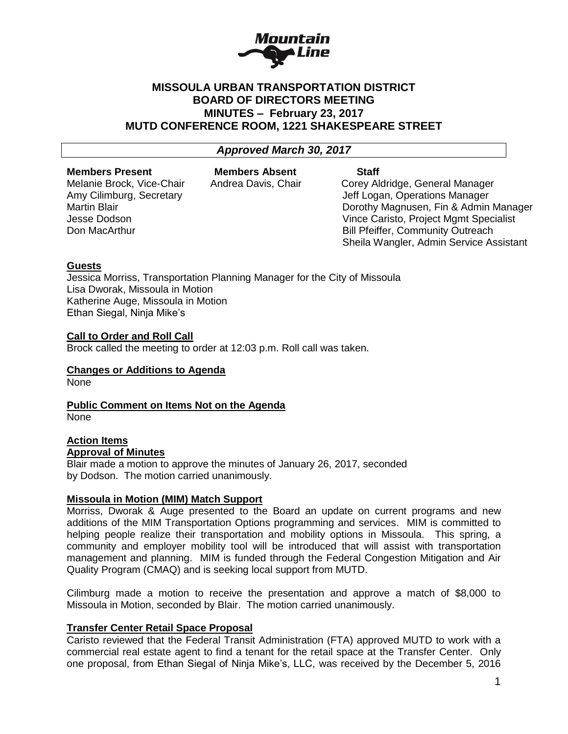# MISSOULA URBAN TRANSPORTATION DISTRICT
# BOARD OF DIRECTORS MEETING
# MINUTES – February 23, 2017
# MUTD CONFERENCE ROOM, 1221 SHAKESPEARE STREET

*Approved March 30, 2017*

| Members Present | Members Absent | Staff |
|---|---|---|
| Melanie Brock, Vice-Chair | Andrea Davis, Chair | Corey Aldridge, General Manager |
| Amy Cilimburg, Secretary | | Jeff Logan, Operations Manager |
| Martin Blair | | Dorothy Magnusen, Fin & Admin Manager |
| Jesse Dodson | | Vince Caristo, Project Mgmt Specialist |
| Don MacArthur | | Bill Pfeiffer, Community Outreach |
| | | Sheila Wangler, Admin Service Assistant |

**Guests**

Jessica Morriss, Transportation Planning Manager for the City of Missoula
Lisa Dworak, Missoula in Motion
Katherine Auge, Missoula in Motion
Ethan Siegal, Ninja Mike's

**Call to Order and Roll Call**

Brock called the meeting to order at 12:03 p.m. Roll call was taken.

**Changes or Additions to Agenda**

None

**Public Comment on Items Not on the Agenda**

None

**Action Items**

**Approval of Minutes**

Blair made a motion to approve the minutes of January 26, 2017, seconded by Dodson. The motion carried unanimously.

**Missoula in Motion (MIM) Match Support**

Morriss, Dworak & Auge presented to the Board an update on current programs and new additions of the MIM Transportation Options programming and services. MIM is committed to helping people realize their transportation and mobility options in Missoula. This spring, a community and employer mobility tool will be introduced that will assist with transportation management and planning. MIM is funded through the Federal Congestion Mitigation and Air Quality Program (CMAQ) and is seeking local support from MUTD.

Cilimburg made a motion to receive the presentation and approve a match of $8,000 to Missoula in Motion, seconded by Blair. The motion carried unanimously.

**Transfer Center Retail Space Proposal**

Caristo reviewed that the Federal Transit Administration (FTA) approved MUTD to work with a commercial real estate agent to find a tenant for the retail space at the Transfer Center. Only one proposal, from Ethan Siegal of Ninja Mike's, LLC, was received by the December 5, 2016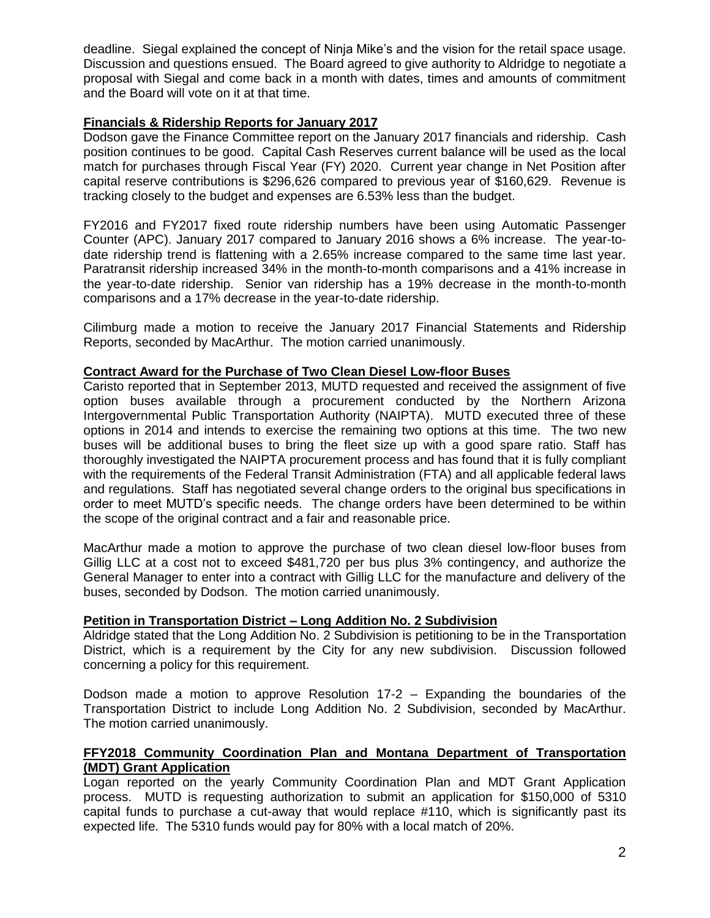deadline. Siegal explained the concept of Ninja Mike's and the vision for the retail space usage. Discussion and questions ensued. The Board agreed to give authority to Aldridge to negotiate a proposal with Siegal and come back in a month with dates, times and amounts of commitment and the Board will vote on it at that time.

**Financials & Ridership Reports for January 2017**

Dodson gave the Finance Committee report on the January 2017 financials and ridership. Cash position continues to be good. Capital Cash Reserves current balance will be used as the local match for purchases through Fiscal Year (FY) 2020. Current year change in Net Position after capital reserve contributions is $296,626 compared to previous year of $160,629. Revenue is tracking closely to the budget and expenses are 6.53% less than the budget.

FY2016 and FY2017 fixed route ridership numbers have been using Automatic Passenger Counter (APC). January 2017 compared to January 2016 shows a 6% increase. The year-to-date ridership trend is flattening with a 2.65% increase compared to the same time last year. Paratransit ridership increased 34% in the month-to-month comparisons and a 41% increase in the year-to-date ridership. Senior van ridership has a 19% decrease in the month-to-month comparisons and a 17% decrease in the year-to-date ridership.

Cilimburg made a motion to receive the January 2017 Financial Statements and Ridership Reports, seconded by MacArthur. The motion carried unanimously.

**Contract Award for the Purchase of Two Clean Diesel Low-floor Buses**

Caristo reported that in September 2013, MUTD requested and received the assignment of five option buses available through a procurement conducted by the Northern Arizona Intergovernmental Public Transportation Authority (NAIPTA). MUTD executed three of these options in 2014 and intends to exercise the remaining two options at this time. The two new buses will be additional buses to bring the fleet size up with a good spare ratio. Staff has thoroughly investigated the NAIPTA procurement process and has found that it is fully compliant with the requirements of the Federal Transit Administration (FTA) and all applicable federal laws and regulations. Staff has negotiated several change orders to the original bus specifications in order to meet MUTD's specific needs. The change orders have been determined to be within the scope of the original contract and a fair and reasonable price.

MacArthur made a motion to approve the purchase of two clean diesel low-floor buses from Gillig LLC at a cost not to exceed $481,720 per bus plus 3% contingency, and authorize the General Manager to enter into a contract with Gillig LLC for the manufacture and delivery of the buses, seconded by Dodson. The motion carried unanimously.

**Petition in Transportation District – Long Addition No. 2 Subdivision**

Aldridge stated that the Long Addition No. 2 Subdivision is petitioning to be in the Transportation District, which is a requirement by the City for any new subdivision. Discussion followed concerning a policy for this requirement.

Dodson made a motion to approve Resolution 17-2 – Expanding the boundaries of the Transportation District to include Long Addition No. 2 Subdivision, seconded by MacArthur. The motion carried unanimously.

**FFY2018 Community Coordination Plan and Montana Department of Transportation (MDT) Grant Application**

Logan reported on the yearly Community Coordination Plan and MDT Grant Application process. MUTD is requesting authorization to submit an application for $150,000 of 5310 capital funds to purchase a cut-away that would replace #110, which is significantly past its expected life. The 5310 funds would pay for 80% with a local match of 20%.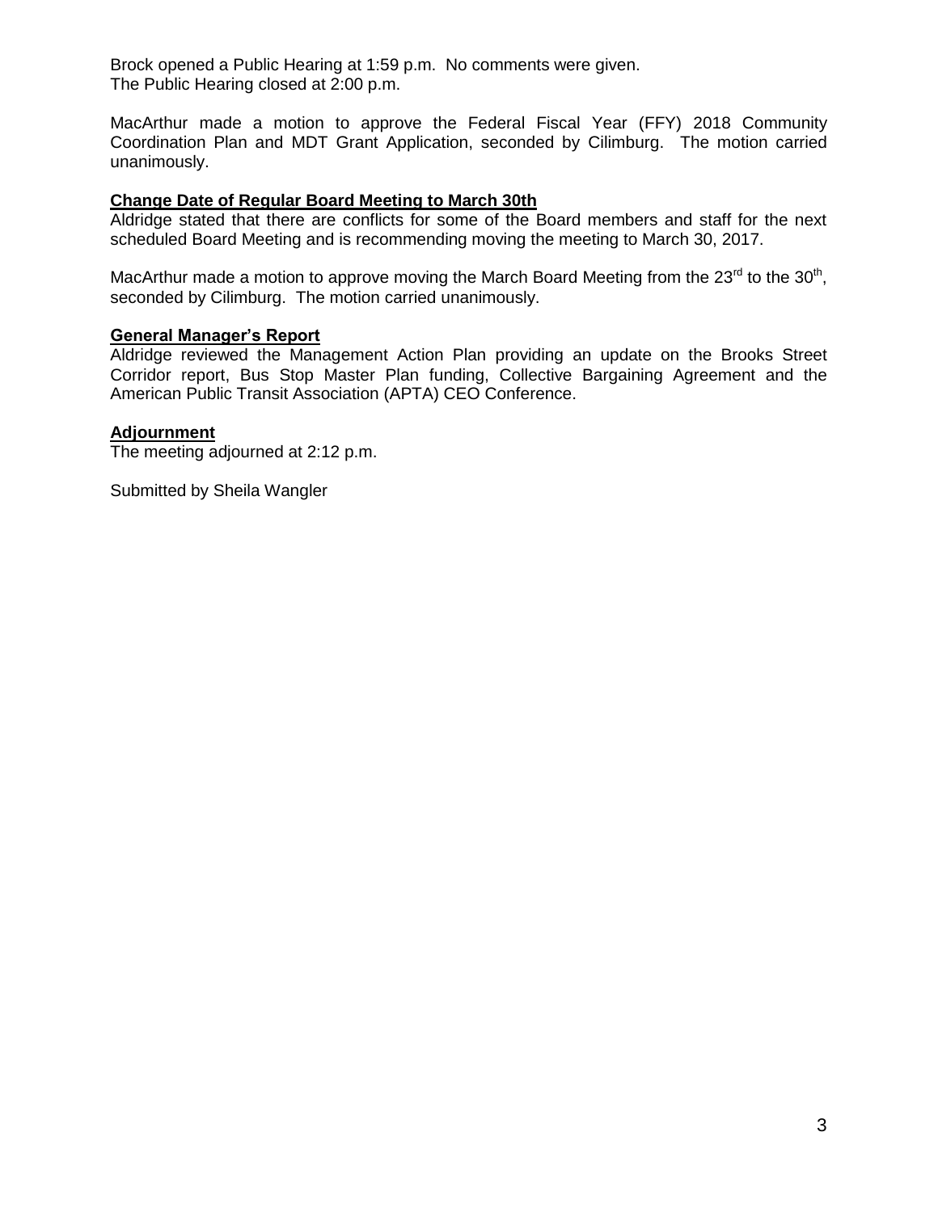Brock opened a Public Hearing at 1:59 p.m. No comments were given.
The Public Hearing closed at 2:00 p.m.

MacArthur made a motion to approve the Federal Fiscal Year (FFY) 2018 Community Coordination Plan and MDT Grant Application, seconded by Cilimburg. The motion carried unanimously.

**Change Date of Regular Board Meeting to March 30th**

Aldridge stated that there are conflicts for some of the Board members and staff for the next scheduled Board Meeting and is recommending moving the meeting to March 30, 2017.

MacArthur made a motion to approve moving the March Board Meeting from the 23rd to the 30th, seconded by Cilimburg. The motion carried unanimously.

**General Manager's Report**

Aldridge reviewed the Management Action Plan providing an update on the Brooks Street Corridor report, Bus Stop Master Plan funding, Collective Bargaining Agreement and the American Public Transit Association (APTA) CEO Conference.

**Adjournment**

The meeting adjourned at 2:12 p.m.

Submitted by Sheila Wangler